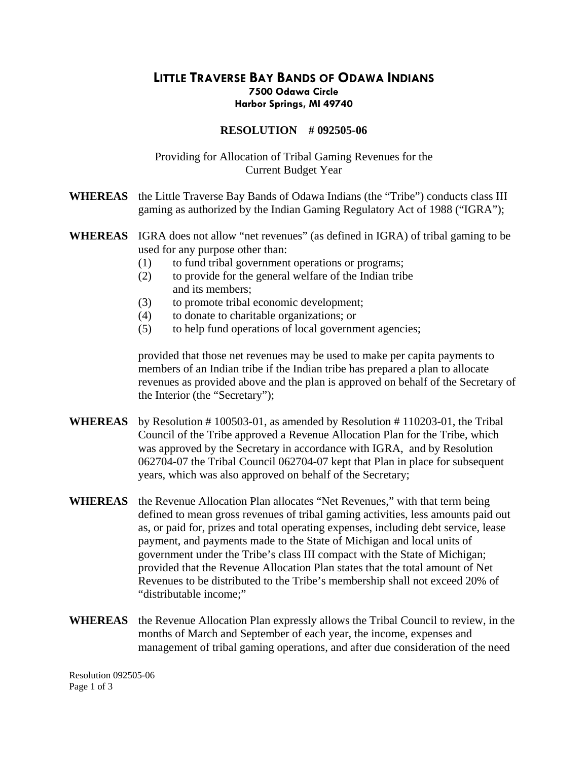# LITTLE TRAVERSE BAY BANDS OF ODAWA INDIANS

**7500 Odawa Circle**
**Harbor Springs, MI 49740**

## RESOLUTION # 092505-06

Providing for Allocation of Tribal Gaming Revenues for the Current Budget Year

**WHEREAS** the Little Traverse Bay Bands of Odawa Indians (the "Tribe") conducts class III gaming as authorized by the Indian Gaming Regulatory Act of 1988 ("IGRA");

**WHEREAS** IGRA does not allow "net revenues" (as defined in IGRA) of tribal gaming to be used for any purpose other than:

(1) to fund tribal government operations or programs;
(2) to provide for the general welfare of the Indian tribe and its members;
(3) to promote tribal economic development;
(4) to donate to charitable organizations; or
(5) to help fund operations of local government agencies;

provided that those net revenues may be used to make per capita payments to members of an Indian tribe if the Indian tribe has prepared a plan to allocate revenues as provided above and the plan is approved on behalf of the Secretary of the Interior (the "Secretary");

**WHEREAS** by Resolution # 100503-01, as amended by Resolution # 110203-01, the Tribal Council of the Tribe approved a Revenue Allocation Plan for the Tribe, which was approved by the Secretary in accordance with IGRA, and by Resolution 062704-07 the Tribal Council 062704-07 kept that Plan in place for subsequent years, which was also approved on behalf of the Secretary;

**WHEREAS** the Revenue Allocation Plan allocates "Net Revenues," with that term being defined to mean gross revenues of tribal gaming activities, less amounts paid out as, or paid for, prizes and total operating expenses, including debt service, lease payment, and payments made to the State of Michigan and local units of government under the Tribe's class III compact with the State of Michigan; provided that the Revenue Allocation Plan states that the total amount of Net Revenues to be distributed to the Tribe's membership shall not exceed 20% of "distributable income;"

**WHEREAS** the Revenue Allocation Plan expressly allows the Tribal Council to review, in the months of March and September of each year, the income, expenses and management of tribal gaming operations, and after due consideration of the need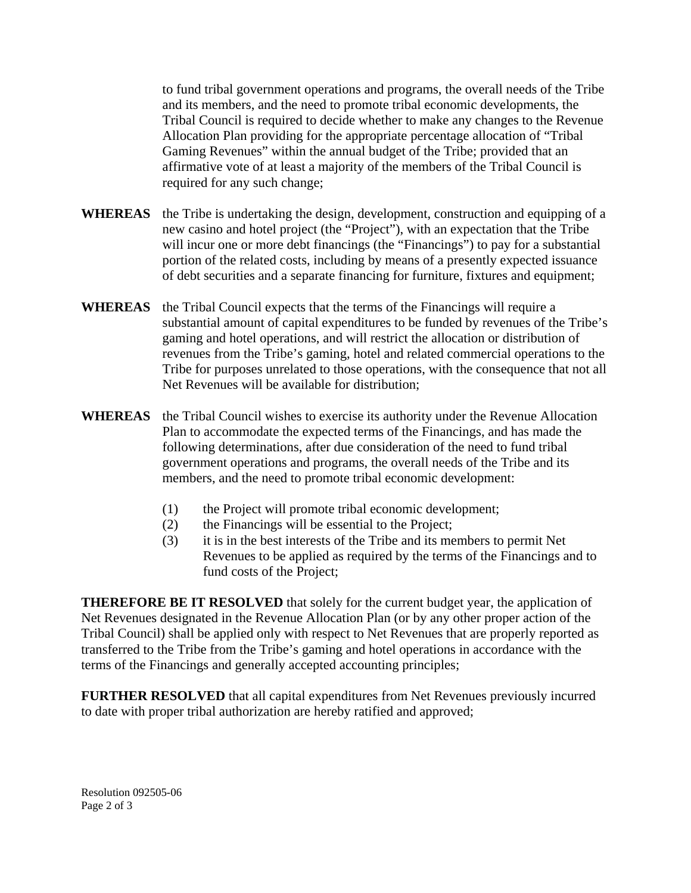to fund tribal government operations and programs, the overall needs of the Tribe and its members, and the need to promote tribal economic developments, the Tribal Council is required to decide whether to make any changes to the Revenue Allocation Plan providing for the appropriate percentage allocation of "Tribal Gaming Revenues" within the annual budget of the Tribe; provided that an affirmative vote of at least a majority of the members of the Tribal Council is required for any such change;

**WHEREAS** the Tribe is undertaking the design, development, construction and equipping of a new casino and hotel project (the "Project"), with an expectation that the Tribe will incur one or more debt financings (the "Financings") to pay for a substantial portion of the related costs, including by means of a presently expected issuance of debt securities and a separate financing for furniture, fixtures and equipment;

**WHEREAS** the Tribal Council expects that the terms of the Financings will require a substantial amount of capital expenditures to be funded by revenues of the Tribe's gaming and hotel operations, and will restrict the allocation or distribution of revenues from the Tribe's gaming, hotel and related commercial operations to the Tribe for purposes unrelated to those operations, with the consequence that not all Net Revenues will be available for distribution;

**WHEREAS** the Tribal Council wishes to exercise its authority under the Revenue Allocation Plan to accommodate the expected terms of the Financings, and has made the following determinations, after due consideration of the need to fund tribal government operations and programs, the overall needs of the Tribe and its members, and the need to promote tribal economic development:

(1) the Project will promote tribal economic development;
(2) the Financings will be essential to the Project;
(3) it is in the best interests of the Tribe and its members to permit Net Revenues to be applied as required by the terms of the Financings and to fund costs of the Project;

**THEREFORE BE IT RESOLVED** that solely for the current budget year, the application of Net Revenues designated in the Revenue Allocation Plan (or by any other proper action of the Tribal Council) shall be applied only with respect to Net Revenues that are properly reported as transferred to the Tribe from the Tribe's gaming and hotel operations in accordance with the terms of the Financings and generally accepted accounting principles;

**FURTHER RESOLVED** that all capital expenditures from Net Revenues previously incurred to date with proper tribal authorization are hereby ratified and approved;

Resolution 092505-06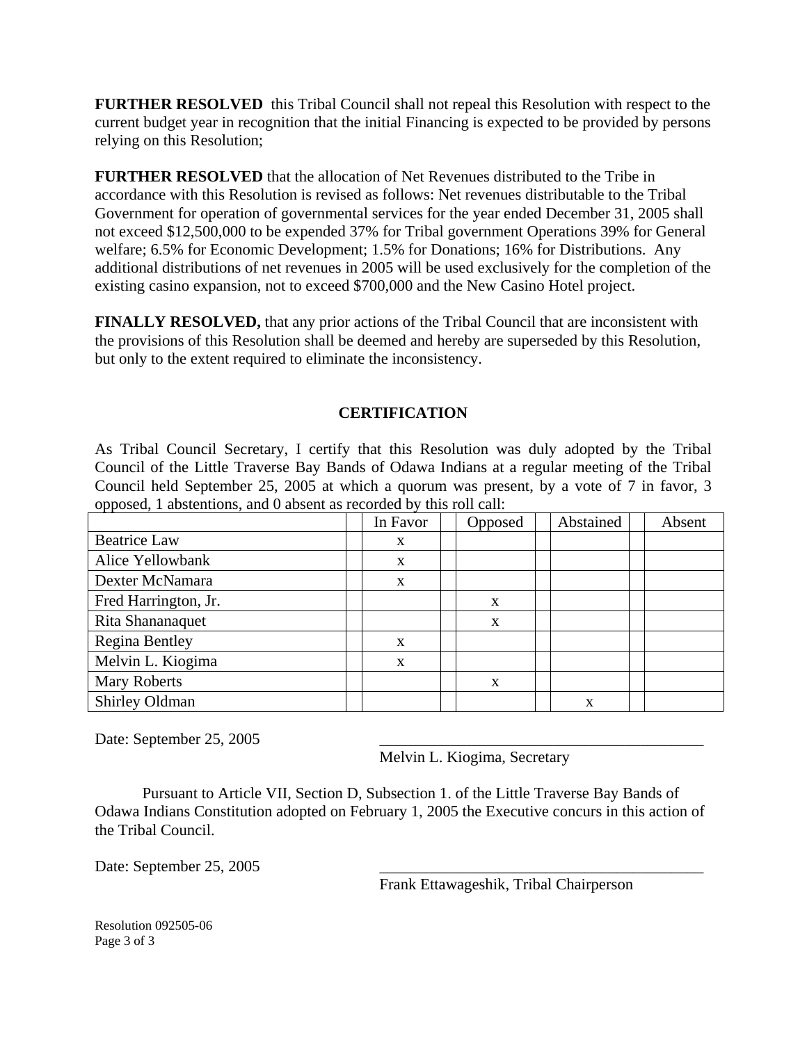**FURTHER RESOLVED** this Tribal Council shall not repeal this Resolution with respect to the current budget year in recognition that the initial Financing is expected to be provided by persons relying on this Resolution;

**FURTHER RESOLVED** that the allocation of Net Revenues distributed to the Tribe in accordance with this Resolution is revised as follows: Net revenues distributable to the Tribal Government for operation of governmental services for the year ended December 31, 2005 shall not exceed $12,500,000 to be expended 37% for Tribal government Operations 39% for General welfare; 6.5% for Economic Development; 1.5% for Donations; 16% for Distributions. Any additional distributions of net revenues in 2005 will be used exclusively for the completion of the existing casino expansion, not to exceed $700,000 and the New Casino Hotel project.

**FINALLY RESOLVED,** that any prior actions of the Tribal Council that are inconsistent with the provisions of this Resolution shall be deemed and hereby are superseded by this Resolution, but only to the extent required to eliminate the inconsistency.

## CERTIFICATION

As Tribal Council Secretary, I certify that this Resolution was duly adopted by the Tribal Council of the Little Traverse Bay Bands of Odawa Indians at a regular meeting of the Tribal Council held September 25, 2005 at which a quorum was present, by a vote of 7 in favor, 3 opposed, 1 abstentions, and 0 absent as recorded by this roll call:

| | In Favor | Opposed | Abstained | Absent |
|---|---|---|---|---|
| Beatrice Law | x | | | |
| Alice Yellowbank | x | | | |
| Dexter McNamara | x | | | |
| Fred Harrington, Jr. | | x | | |
| Rita Shananaquet | | x | | |
| Regina Bentley | x | | | |
| Melvin L. Kiogima | x | | | |
| Mary Roberts | | x | | |
| Shirley Oldman | | | x | |

Date: September 25, 2005

\_\_\_\_\_\_\_\_\_\_\_\_\_\_\_\_\_\_\_\_\_\_\_\_\_\_\_\_\_\_\_\_\_\_\_\_\_\_\_\_

Melvin L. Kiogima, Secretary

Pursuant to Article VII, Section D, Subsection 1. of the Little Traverse Bay Bands of Odawa Indians Constitution adopted on February 1, 2005 the Executive concurs in this action of the Tribal Council.

Date: September 25, 2005

\_\_\_\_\_\_\_\_\_\_\_\_\_\_\_\_\_\_\_\_\_\_\_\_\_\_\_\_\_\_\_\_\_\_\_\_\_\_\_\_

Frank Ettawageshik, Tribal Chairperson